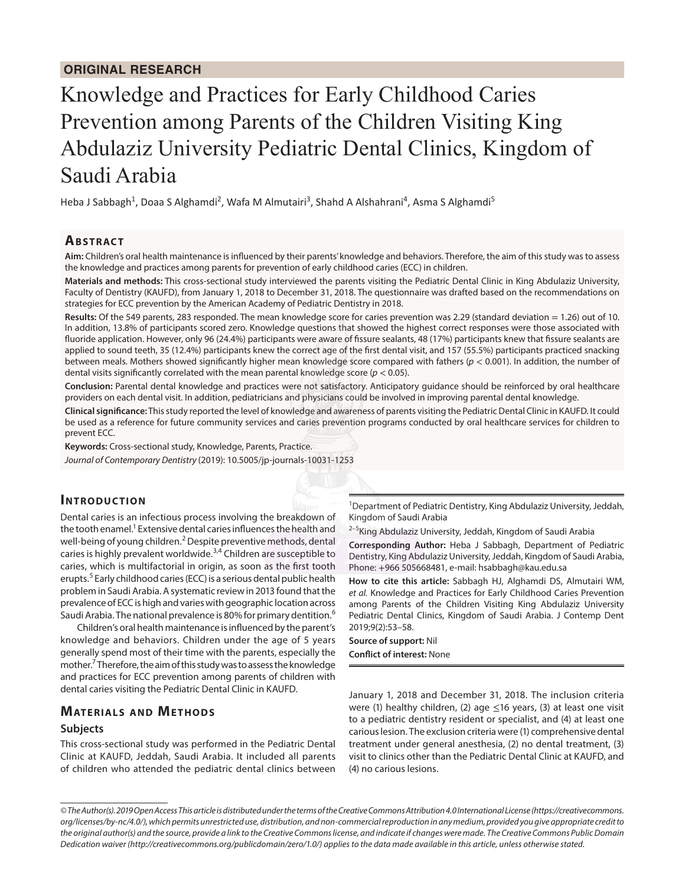ORIGINAL RESEARCH

# Knowledge and Practices for Early Childhood Caries Prevention among Parents of the Children Visiting King Abdulaziz University Pediatric Dental Clinics, Kingdom of Saudi Arabia

Heba J Sabbagh[1], Doaa S Alghamdi[2], Wafa M Almutairi[3], Shahd A Alshahrani[4], Asma S Alghamdi[5]

## Abstract

**Aim:** Children's oral health maintenance is influenced by their parents' knowledge and behaviors. Therefore, the aim of this study was to assess the knowledge and practices among parents for prevention of early childhood caries (ECC) in children.

**Materials and methods:** This cross-sectional study interviewed the parents visiting the Pediatric Dental Clinic in King Abdulaziz University, Faculty of Dentistry (KAUFD), from January 1, 2018 to December 31, 2018. The questionnaire was drafted based on the recommendations on strategies for ECC prevention by the American Academy of Pediatric Dentistry in 2018.

**Results:** Of the 549 parents, 283 responded. The mean knowledge score for caries prevention was 2.29 (standard deviation = 1.26) out of 10. In addition, 13.8% of participants scored zero. Knowledge questions that showed the highest correct responses were those associated with fluoride application. However, only 96 (24.4%) participants were aware of fissure sealants, 48 (17%) participants knew that fissure sealants are applied to sound teeth, 35 (12.4%) participants knew the correct age of the first dental visit, and 157 (55.5%) participants practiced snacking between meals. Mothers showed significantly higher mean knowledge score compared with fathers ($p < 0.001$). In addition, the number of dental visits significantly correlated with the mean parental knowledge score ($p < 0.05$).

**Conclusion:** Parental dental knowledge and practices were not satisfactory. Anticipatory guidance should be reinforced by oral healthcare providers on each dental visit. In addition, pediatricians and physicians could be involved in improving parental dental knowledge.

**Clinical significance:** This study reported the level of knowledge and awareness of parents visiting the Pediatric Dental Clinic in KAUFD. It could be used as a reference for future community services and caries prevention programs conducted by oral healthcare services for children to prevent ECC.

**Keywords:** Cross-sectional study, Knowledge, Parents, Practice.

*Journal of Contemporary Dentistry* (2019): 10.5005/jp-journals-10031-1253

## Introduction

Dental caries is an infectious process involving the breakdown of the tooth enamel.[1] Extensive dental caries influences the health and well-being of young children.[2] Despite preventive methods, dental caries is highly prevalent worldwide.[3,4] Children are susceptible to caries, which is multifactorial in origin, as soon as the first tooth erupts.[5] Early childhood caries (ECC) is a serious dental public health problem in Saudi Arabia. A systematic review in 2013 found that the prevalence of ECC is high and varies with geographic location across Saudi Arabia. The national prevalence is 80% for primary dentition.[6]

Children's oral health maintenance is influenced by the parent's knowledge and behaviors. Children under the age of 5 years generally spend most of their time with the parents, especially the mother.[7] Therefore, the aim of this study was to assess the knowledge and practices for ECC prevention among parents of children with dental caries visiting the Pediatric Dental Clinic in KAUFD.

## Materials and Methods

### Subjects

This cross-sectional study was performed in the Pediatric Dental Clinic at KAUFD, Jeddah, Saudi Arabia. It included all parents of children who attended the pediatric dental clinics between January 1, 2018 and December 31, 2018. The inclusion criteria were (1) healthy children, (2) age ≤16 years, (3) at least one visit to a pediatric dentistry resident or specialist, and (4) at least one carious lesion. The exclusion criteria were (1) comprehensive dental treatment under general anesthesia, (2) no dental treatment, (3) visit to clinics other than the Pediatric Dental Clinic at KAUFD, and (4) no carious lesions.

[1]Department of Pediatric Dentistry, King Abdulaziz University, Jeddah, Kingdom of Saudi Arabia

[2–5]King Abdulaziz University, Jeddah, Kingdom of Saudi Arabia

**Corresponding Author:** Heba J Sabbagh, Department of Pediatric Dentistry, King Abdulaziz University, Jeddah, Kingdom of Saudi Arabia, Phone: +966 505668481, e-mail: hsabbagh@kau.edu.sa

**How to cite this article:** Sabbagh HJ, Alghamdi DS, Almutairi WM, *et al.* Knowledge and Practices for Early Childhood Caries Prevention among Parents of the Children Visiting King Abdulaziz University Pediatric Dental Clinics, Kingdom of Saudi Arabia. J Contemp Dent 2019;9(2):53–58.

**Source of support:** Nil

**Conflict of interest:** None

*© The Author(s). 2019 Open Access This article is distributed under the terms of the Creative Commons Attribution 4.0 International License (https://creativecommons.org/licenses/by-nc/4.0/), which permits unrestricted use, distribution, and non-commercial reproduction in any medium, provided you give appropriate credit to the original author(s) and the source, provide a link to the Creative Commons license, and indicate if changes were made. The Creative Commons Public Domain Dedication waiver (http://creativecommons.org/publicdomain/zero/1.0/) applies to the data made available in this article, unless otherwise stated.*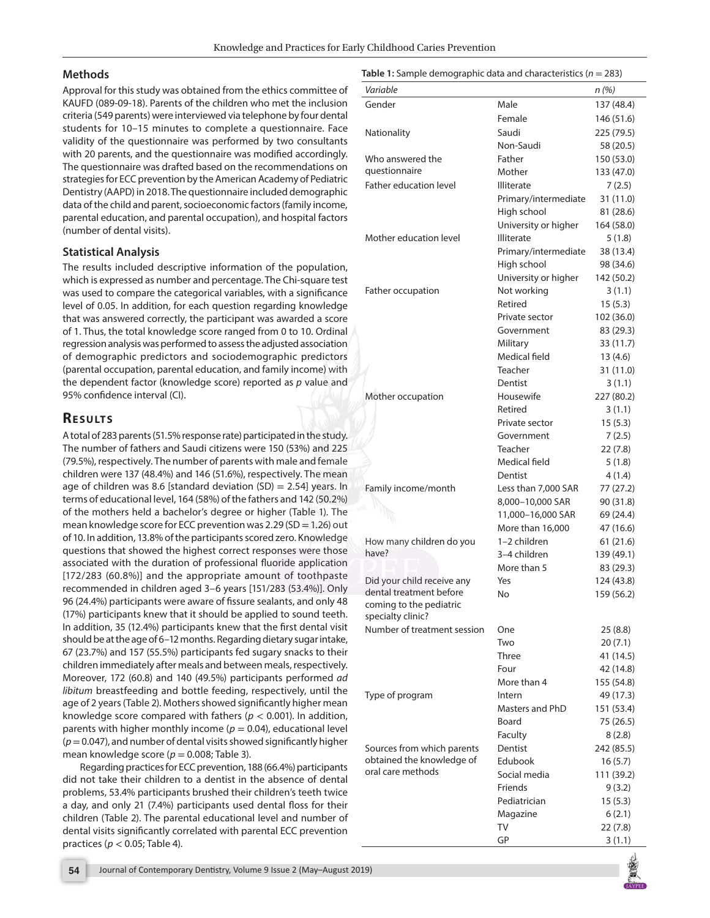## Methods

Approval for this study was obtained from the ethics committee of KAUFD (089-09-18). Parents of the children who met the inclusion criteria (549 parents) were interviewed via telephone by four dental students for 10–15 minutes to complete a questionnaire. Face validity of the questionnaire was performed by two consultants with 20 parents, and the questionnaire was modified accordingly. The questionnaire was drafted based on the recommendations on strategies for ECC prevention by the American Academy of Pediatric Dentistry (AAPD) in 2018. The questionnaire included demographic data of the child and parent, socioeconomic factors (family income, parental education, and parental occupation), and hospital factors (number of dental visits).

## Statistical Analysis

The results included descriptive information of the population, which is expressed as number and percentage. The Chi-square test was used to compare the categorical variables, with a significance level of 0.05. In addition, for each question regarding knowledge that was answered correctly, the participant was awarded a score of 1. Thus, the total knowledge score ranged from 0 to 10. Ordinal regression analysis was performed to assess the adjusted association of demographic predictors and sociodemographic predictors (parental occupation, parental education, and family income) with the dependent factor (knowledge score) reported as *p* value and 95% confidence interval (CI).

## Results

A total of 283 parents (51.5% response rate) participated in the study. The number of fathers and Saudi citizens were 150 (53%) and 225 (79.5%), respectively. The number of parents with male and female children were 137 (48.4%) and 146 (51.6%), respectively. The mean age of children was 8.6 [standard deviation (SD) = 2.54] years. In terms of educational level, 164 (58%) of the fathers and 142 (50.2%) of the mothers held a bachelor's degree or higher (Table 1). The mean knowledge score for ECC prevention was 2.29 (SD = 1.26) out of 10. In addition, 13.8% of the participants scored zero. Knowledge questions that showed the highest correct responses were those associated with the duration of professional fluoride application [172/283 (60.8%)] and the appropriate amount of toothpaste recommended in children aged 3–6 years [151/283 (53.4%)]. Only 96 (24.4%) participants were aware of fissure sealants, and only 48 (17%) participants knew that it should be applied to sound teeth. In addition, 35 (12.4%) participants knew that the first dental visit should be at the age of 6–12 months. Regarding dietary sugar intake, 67 (23.7%) and 157 (55.5%) participants fed sugary snacks to their children immediately after meals and between meals, respectively. Moreover, 172 (60.8) and 140 (49.5%) participants performed *ad libitum* breastfeeding and bottle feeding, respectively, until the age of 2 years (Table 2). Mothers showed significantly higher mean knowledge score compared with fathers ($p < 0.001$). In addition, parents with higher monthly income ($p = 0.04$), educational level ($p = 0.047$), and number of dental visits showed significantly higher mean knowledge score ($p = 0.008$; Table 3).

Regarding practices for ECC prevention, 188 (66.4%) participants did not take their children to a dentist in the absence of dental problems, 53.4% participants brushed their children's teeth twice a day, and only 21 (7.4%) participants used dental floss for their children (Table 2). The parental educational level and number of dental visits significantly correlated with parental ECC prevention practices ($p < 0.05$; Table 4).

**Table 1:** Sample demographic data and characteristics ($n = 283$)

| *Variable* | | *n (%)* |
|---|---|---|
| Gender | Male | 137 (48.4) |
| | Female | 146 (51.6) |
| Nationality | Saudi | 225 (79.5) |
| | Non-Saudi | 58 (20.5) |
| Who answered the questionnaire | Father | 150 (53.0) |
| | Mother | 133 (47.0) |
| Father education level | Illiterate | 7 (2.5) |
| | Primary/intermediate | 31 (11.0) |
| | High school | 81 (28.6) |
| | University or higher | 164 (58.0) |
| Mother education level | Illiterate | 5 (1.8) |
| | Primary/intermediate | 38 (13.4) |
| | High school | 98 (34.6) |
| | University or higher | 142 (50.2) |
| Father occupation | Not working | 3 (1.1) |
| | Retired | 15 (5.3) |
| | Private sector | 102 (36.0) |
| | Government | 83 (29.3) |
| | Military | 33 (11.7) |
| | Medical field | 13 (4.6) |
| | Teacher | 31 (11.0) |
| | Dentist | 3 (1.1) |
| Mother occupation | Housewife | 227 (80.2) |
| | Retired | 3 (1.1) |
| | Private sector | 15 (5.3) |
| | Government | 7 (2.5) |
| | Teacher | 22 (7.8) |
| | Medical field | 5 (1.8) |
| | Dentist | 4 (1.4) |
| Family income/month | Less than 7,000 SAR | 77 (27.2) |
| | 8,000–10,000 SAR | 90 (31.8) |
| | 11,000–16,000 SAR | 69 (24.4) |
| | More than 16,000 | 47 (16.6) |
| How many children do you have? | 1–2 children | 61 (21.6) |
| | 3–4 children | 139 (49.1) |
| | More than 5 | 83 (29.3) |
| Did your child receive any dental treatment before coming to the pediatric specialty clinic? | Yes | 124 (43.8) |
| | No | 159 (56.2) |
| Number of treatment session | One | 25 (8.8) |
| | Two | 20 (7.1) |
| | Three | 41 (14.5) |
| | Four | 42 (14.8) |
| | More than 4 | 155 (54.8) |
| Type of program | Intern | 49 (17.3) |
| | Masters and PhD | 151 (53.4) |
| | Board | 75 (26.5) |
| | Faculty | 8 (2.8) |
| Sources from which parents obtained the knowledge of oral care methods | Dentist | 242 (85.5) |
| | Edubook | 16 (5.7) |
| | Social media | 111 (39.2) |
| | Friends | 9 (3.2) |
| | Pediatrician | 15 (5.3) |
| | Magazine | 6 (2.1) |
| | TV | 22 (7.8) |
| | GP | 3 (1.1) |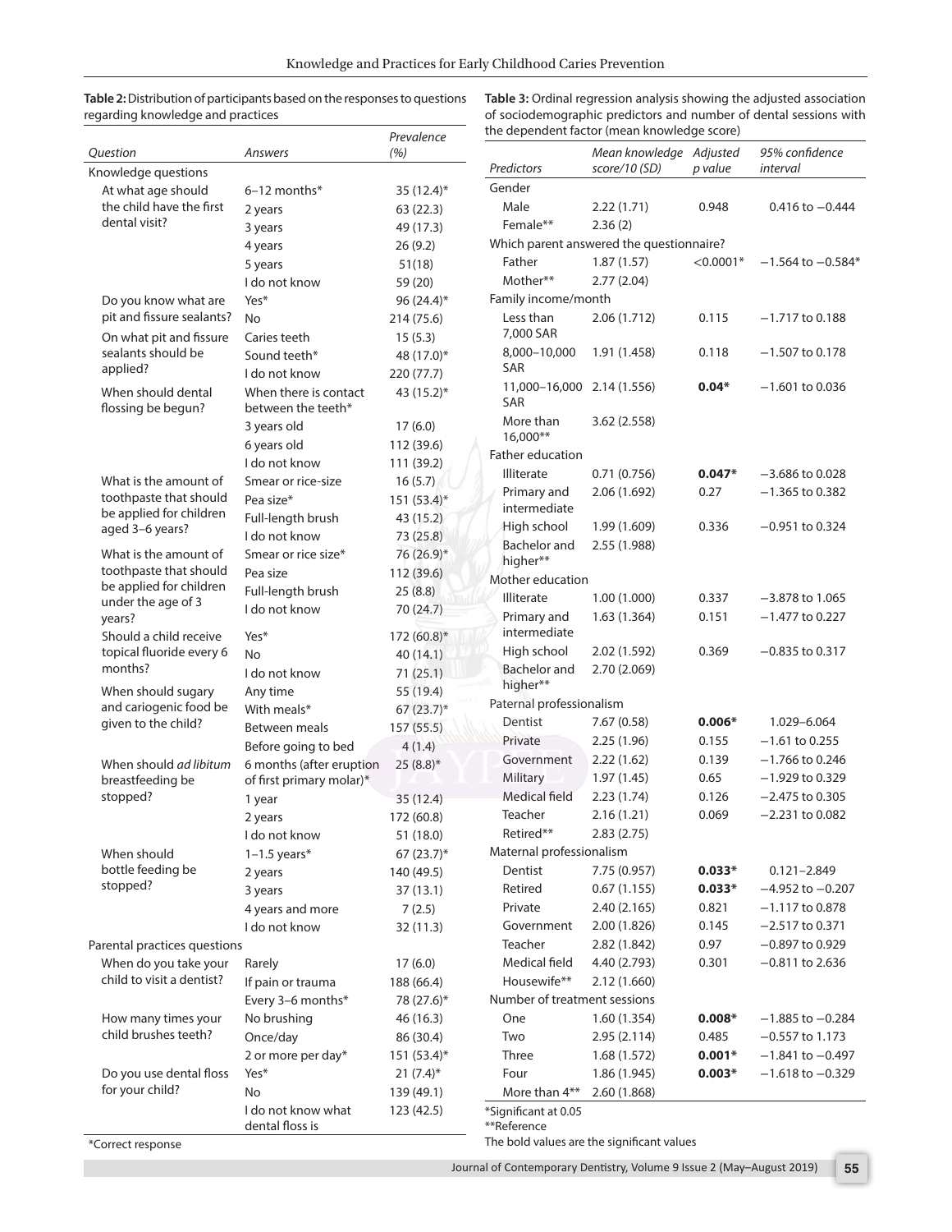**Table 2:** Distribution of participants based on the responses to questions regarding knowledge and practices

| *Question* | *Answers* | *Prevalence (%)* |
|---|---|---|
| Knowledge questions | | |
| At what age should the child have the first dental visit? | 6–12 months* | 35 (12.4)* |
| | 2 years | 63 (22.3) |
| | 3 years | 49 (17.3) |
| | 4 years | 26 (9.2) |
| | 5 years | 51(18) |
| | I do not know | 59 (20) |
| Do you know what are pit and fissure sealants? | Yes* | 96 (24.4)* |
| | No | 214 (75.6) |
| On what pit and fissure sealants should be applied? | Caries teeth | 15 (5.3) |
| | Sound teeth* | 48 (17.0)* |
| | I do not know | 220 (77.7) |
| When should dental flossing be begun? | When there is contact between the teeth* | 43 (15.2)* |
| | 3 years old | 17 (6.0) |
| | 6 years old | 112 (39.6) |
| | I do not know | 111 (39.2) |
| What is the amount of toothpaste that should be applied for children aged 3–6 years? | Smear or rice-size | 16 (5.7) |
| | Pea size* | 151 (53.4)* |
| | Full-length brush | 43 (15.2) |
| | I do not know | 73 (25.8) |
| What is the amount of toothpaste that should be applied for children under the age of 3 years? | Smear or rice size* | 76 (26.9)* |
| | Pea size | 112 (39.6) |
| | Full-length brush | 25 (8.8) |
| | I do not know | 70 (24.7) |
| Should a child receive topical fluoride every 6 months? | Yes* | 172 (60.8)* |
| | No | 40 (14.1) |
| | I do not know | 71 (25.1) |
| When should sugary and cariogenic food be given to the child? | Any time | 55 (19.4) |
| | With meals* | 67 (23.7)* |
| | Between meals | 157 (55.5) |
| | Before going to bed | 4 (1.4) |
| When should *ad libitum* breastfeeding be stopped? | 6 months (after eruption of first primary molar)* | 25 (8.8)* |
| | 1 year | 35 (12.4) |
| | 2 years | 172 (60.8) |
| | I do not know | 51 (18.0) |
| When should bottle feeding be stopped? | 1–1.5 years* | 67 (23.7)* |
| | 2 years | 140 (49.5) |
| | 3 years | 37 (13.1) |
| | 4 years and more | 7 (2.5) |
| | I do not know | 32 (11.3) |
| Parental practices questions | | |
| When do you take your child to visit a dentist? | Rarely | 17 (6.0) |
| | If pain or trauma | 188 (66.4) |
| | Every 3–6 months* | 78 (27.6)* |
| How many times your child brushes teeth? | No brushing | 46 (16.3) |
| | Once/day | 86 (30.4) |
| | 2 or more per day* | 151 (53.4)* |
| Do you use dental floss for your child? | Yes* | 21 (7.4)* |
| | No | 139 (49.1) |
| | I do not know what dental floss is | 123 (42.5) |

*Correct response

**Table 3:** Ordinal regression analysis showing the adjusted association of sociodemographic predictors and number of dental sessions with the dependent factor (mean knowledge score)

| *Predictors* | *Mean knowledge score/10 (SD)* | *Adjusted p value* | *95% confidence interval* |
|---|---|---|---|
| Gender | | | |
| Male | 2.22 (1.71) | 0.948 | 0.416 to −0.444 |
| Female** | 2.36 (2) | | |
| Which parent answered the questionnaire? | | | |
| Father | 1.87 (1.57) | <0.0001* | −1.564 to −0.584* |
| Mother** | 2.77 (2.04) | | |
| Family income/month | | | |
| Less than 7,000 SAR | 2.06 (1.712) | 0.115 | −1.717 to 0.188 |
| 8,000–10,000 SAR | 1.91 (1.458) | 0.118 | −1.507 to 0.178 |
| 11,000–16,000 SAR | 2.14 (1.556) | **0.04*** | −1.601 to 0.036 |
| More than 16,000** | 3.62 (2.558) | | |
| Father education | | | |
| Illiterate | 0.71 (0.756) | **0.047*** | −3.686 to 0.028 |
| Primary and intermediate | 2.06 (1.692) | 0.27 | −1.365 to 0.382 |
| High school | 1.99 (1.609) | 0.336 | −0.951 to 0.324 |
| Bachelor and higher** | 2.55 (1.988) | | |
| Mother education | | | |
| Illiterate | 1.00 (1.000) | 0.337 | −3.878 to 1.065 |
| Primary and intermediate | 1.63 (1.364) | 0.151 | −1.477 to 0.227 |
| High school | 2.02 (1.592) | 0.369 | −0.835 to 0.317 |
| Bachelor and higher** | 2.70 (2.069) | | |
| Paternal professionalism | | | |
| Dentist | 7.67 (0.58) | **0.006*** | 1.029–6.064 |
| Private | 2.25 (1.96) | 0.155 | −1.61 to 0.255 |
| Government | 2.22 (1.62) | 0.139 | −1.766 to 0.246 |
| Military | 1.97 (1.45) | 0.65 | −1.929 to 0.329 |
| Medical field | 2.23 (1.74) | 0.126 | −2.475 to 0.305 |
| Teacher | 2.16 (1.21) | 0.069 | −2.231 to 0.082 |
| Retired** | 2.83 (2.75) | | |
| Maternal professionalism | | | |
| Dentist | 7.75 (0.957) | **0.033*** | 0.121–2.849 |
| Retired | 0.67 (1.155) | **0.033*** | −4.952 to −0.207 |
| Private | 2.40 (2.165) | 0.821 | −1.117 to 0.878 |
| Government | 2.00 (1.826) | 0.145 | −2.517 to 0.371 |
| Teacher | 2.82 (1.842) | 0.97 | −0.897 to 0.929 |
| Medical field | 4.40 (2.793) | 0.301 | −0.811 to 2.636 |
| Housewife** | 2.12 (1.660) | | |
| Number of treatment sessions | | | |
| One | 1.60 (1.354) | **0.008*** | −1.885 to −0.284 |
| Two | 2.95 (2.114) | 0.485 | −0.557 to 1.173 |
| Three | 1.68 (1.572) | **0.001*** | −1.841 to −0.497 |
| Four | 1.86 (1.945) | **0.003*** | −1.618 to −0.329 |
| More than 4** | 2.60 (1.868) | | |

*Significant at 0.05
**Reference
The bold values are the significant values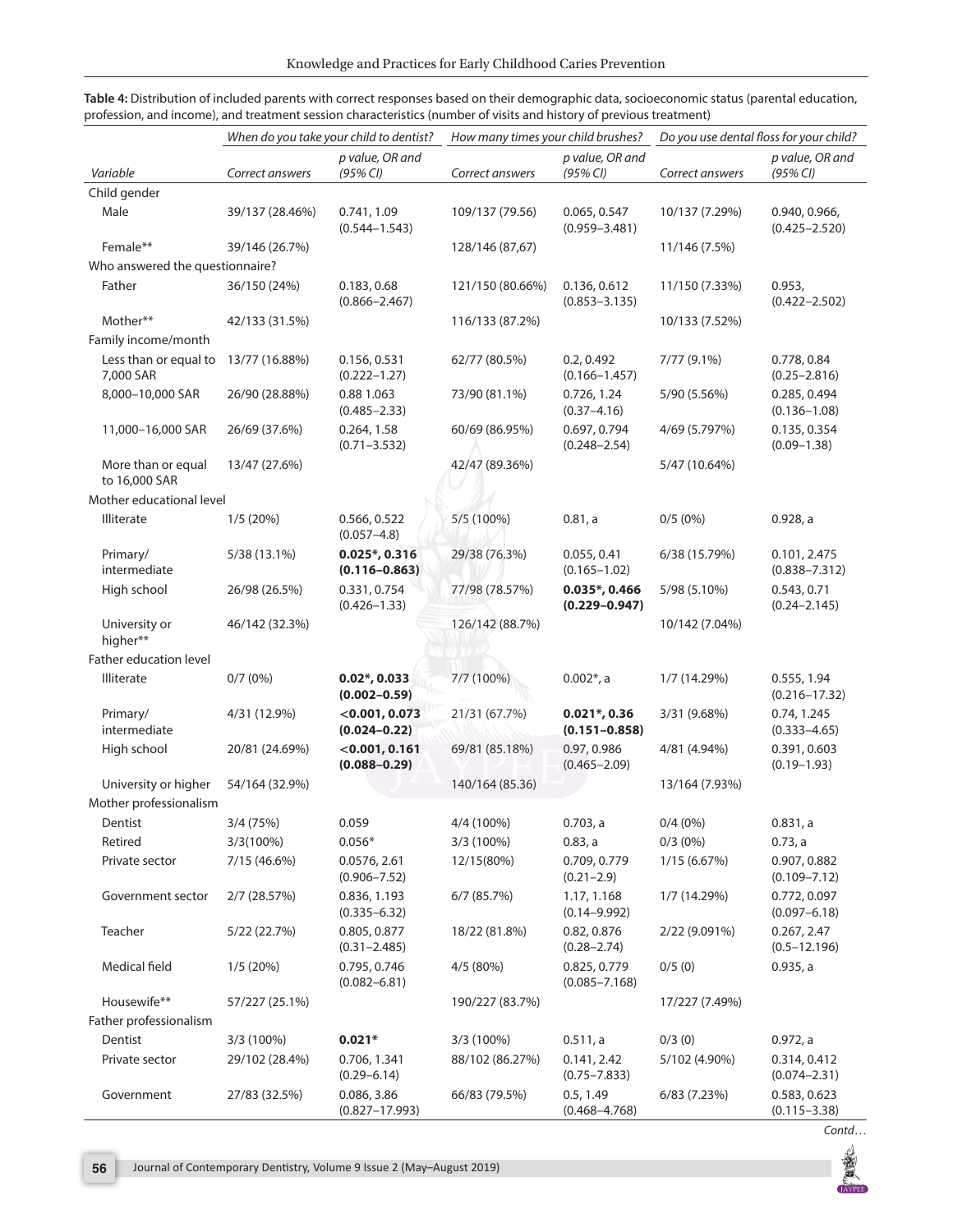**Table 4:** Distribution of included parents with correct responses based on their demographic data, socioeconomic status (parental education, profession, and income), and treatment session characteristics (number of visits and history of previous treatment)

| | *When do you take your child to dentist?* | | *How many times your child brushes?* | | *Do you use dental floss for your child?* | |
|---|---|---|---|---|---|---|
| *Variable* | *Correct answers* | *p value, OR and (95% CI)* | *Correct answers* | *p value, OR and (95% CI)* | *Correct answers* | *p value, OR and (95% CI)* |
| Child gender | | | | | | |
| Male | 39/137 (28.46%) | 0.741, 1.09 (0.544–1.543) | 109/137 (79.56) | 0.065, 0.547 (0.959–3.481) | 10/137 (7.29%) | 0.940, 0.966, (0.425–2.520) |
| Female** | 39/146 (26.7%) | | 128/146 (87,67) | | 11/146 (7.5%) | |
| Who answered the questionnaire? | | | | | | |
| Father | 36/150 (24%) | 0.183, 0.68 (0.866–2.467) | 121/150 (80.66%) | 0.136, 0.612 (0.853–3.135) | 11/150 (7.33%) | 0.953, (0.422–2.502) |
| Mother** | 42/133 (31.5%) | | 116/133 (87.2%) | | 10/133 (7.52%) | |
| Family income/month | | | | | | |
| Less than or equal to 7,000 SAR | 13/77 (16.88%) | 0.156, 0.531 (0.222–1.27) | 62/77 (80.5%) | 0.2, 0.492 (0.166–1.457) | 7/77 (9.1%) | 0.778, 0.84 (0.25–2.816) |
| 8,000–10,000 SAR | 26/90 (28.88%) | 0.88 1.063 (0.485–2.33) | 73/90 (81.1%) | 0.726, 1.24 (0.37–4.16) | 5/90 (5.56%) | 0.285, 0.494 (0.136–1.08) |
| 11,000–16,000 SAR | 26/69 (37.6%) | 0.264, 1.58 (0.71–3.532) | 60/69 (86.95%) | 0.697, 0.794 (0.248–2.54) | 4/69 (5.797%) | 0.135, 0.354 (0.09–1.38) |
| More than or equal to 16,000 SAR | 13/47 (27.6%) | | 42/47 (89.36%) | | 5/47 (10.64%) | |
| Mother educational level | | | | | | |
| Illiterate | 1/5 (20%) | 0.566, 0.522 (0.057–4.8) | 5/5 (100%) | 0.81, a | 0/5 (0%) | 0.928, a |
| Primary/ intermediate | 5/38 (13.1%) | **0.025*, 0.316 (0.116–0.863)** | 29/38 (76.3%) | 0.055, 0.41 (0.165–1.02) | 6/38 (15.79%) | 0.101, 2.475 (0.838–7.312) |
| High school | 26/98 (26.5%) | 0.331, 0.754 (0.426–1.33) | 77/98 (78.57%) | **0.035*, 0.466 (0.229–0.947)** | 5/98 (5.10%) | 0.543, 0.71 (0.24–2.145) |
| University or higher** | 46/142 (32.3%) | | 126/142 (88.7%) | | 10/142 (7.04%) | |
| Father education level | | | | | | |
| Illiterate | 0/7 (0%) | **0.02*, 0.033 (0.002–0.59)** | 7/7 (100%) | 0.002*, a | 1/7 (14.29%) | 0.555, 1.94 (0.216–17.32) |
| Primary/ intermediate | 4/31 (12.9%) | **<0.001, 0.073 (0.024–0.22)** | 21/31 (67.7%) | **0.021*, 0.36 (0.151–0.858)** | 3/31 (9.68%) | 0.74, 1.245 (0.333–4.65) |
| High school | 20/81 (24.69%) | **<0.001, 0.161 (0.088–0.29)** | 69/81 (85.18%) | 0.97, 0.986 (0.465–2.09) | 4/81 (4.94%) | 0.391, 0.603 (0.19–1.93) |
| University or higher | 54/164 (32.9%) | | 140/164 (85.36) | | 13/164 (7.93%) | |
| Mother professionalism | | | | | | |
| Dentist | 3/4 (75%) | 0.059 | 4/4 (100%) | 0.703, a | 0/4 (0%) | 0.831, a |
| Retired | 3/3(100%) | 0.056* | 3/3 (100%) | 0.83, a | 0/3 (0%) | 0.73, a |
| Private sector | 7/15 (46.6%) | 0.0576, 2.61 (0.906–7.52) | 12/15(80%) | 0.709, 0.779 (0.21–2.9) | 1/15 (6.67%) | 0.907, 0.882 (0.109–7.12) |
| Government sector | 2/7 (28.57%) | 0.836, 1.193 (0.335–6.32) | 6/7 (85.7%) | 1.17, 1.168 (0.14–9.992) | 1/7 (14.29%) | 0.772, 0.097 (0.097–6.18) |
| Teacher | 5/22 (22.7%) | 0.805, 0.877 (0.31–2.485) | 18/22 (81.8%) | 0.82, 0.876 (0.28–2.74) | 2/22 (9.091%) | 0.267, 2.47 (0.5–12.196) |
| Medical field | 1/5 (20%) | 0.795, 0.746 (0.082–6.81) | 4/5 (80%) | 0.825, 0.779 (0.085–7.168) | 0/5 (0) | 0.935, a |
| Housewife** | 57/227 (25.1%) | | 190/227 (83.7%) | | 17/227 (7.49%) | |
| Father professionalism | | | | | | |
| Dentist | 3/3 (100%) | **0.021*** | 3/3 (100%) | 0.511, a | 0/3 (0) | 0.972, a |
| Private sector | 29/102 (28.4%) | 0.706, 1.341 (0.29–6.14) | 88/102 (86.27%) | 0.141, 2.42 (0.75–7.833) | 5/102 (4.90%) | 0.314, 0.412 (0.074–2.31) |
| Government | 27/83 (32.5%) | 0.086, 3.86 (0.827–17.993) | 66/83 (79.5%) | 0.5, 1.49 (0.468–4.768) | 6/83 (7.23%) | 0.583, 0.623 (0.115–3.38) |

*Contd…*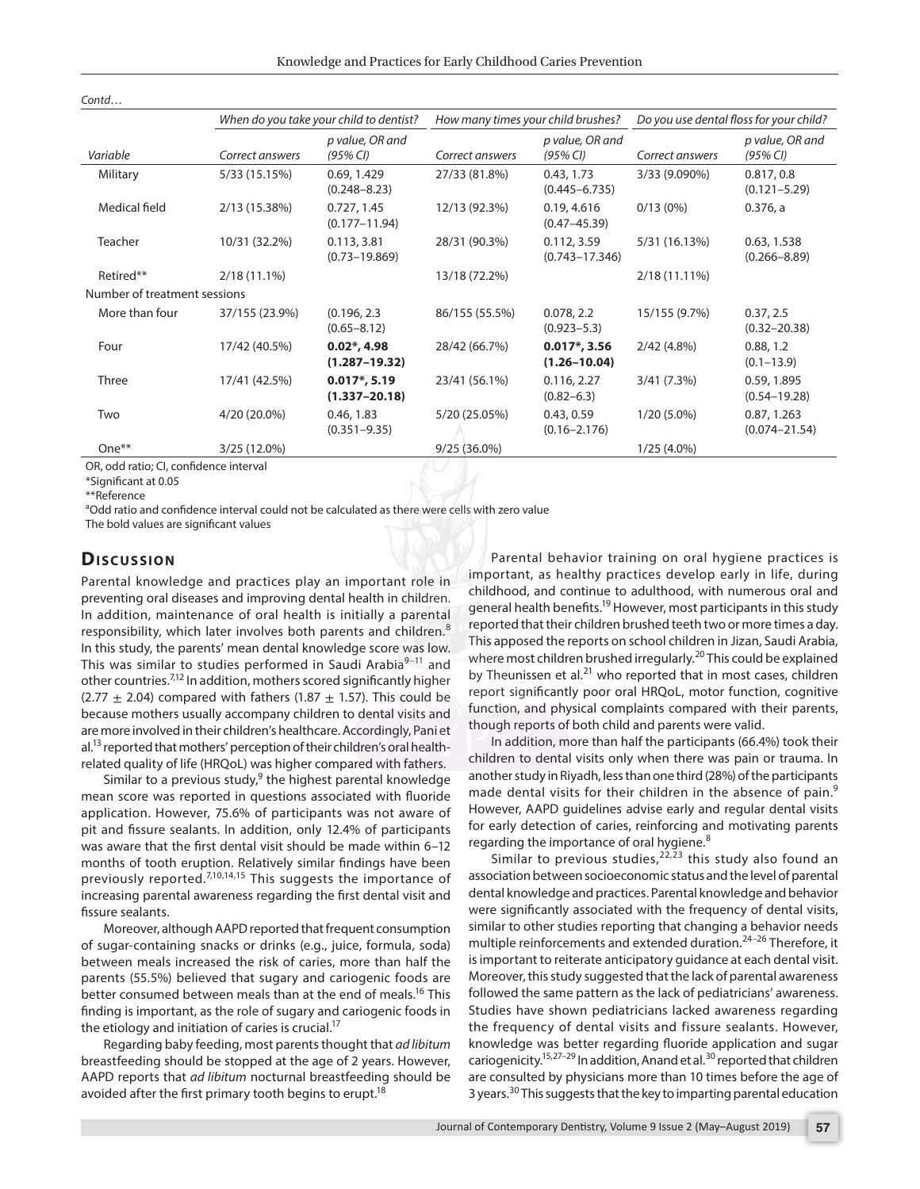*Contd…*

| Variable | When do you take your child to dentist? | | How many times your child brushes? | | Do you use dental floss for your child? | |
|---|---|---|---|---|---|---|
| | Correct answers | p value, OR and (95% CI) | Correct answers | p value, OR and (95% CI) | Correct answers | p value, OR and (95% CI) |
| Military | 5/33 (15.15%) | 0.69, 1.429 (0.248–8.23) | 27/33 (81.8%) | 0.43, 1.73 (0.445–6.735) | 3/33 (9.090%) | 0.817, 0.8 (0.121–5.29) |
| Medical field | 2/13 (15.38%) | 0.727, 1.45 (0.177–11.94) | 12/13 (92.3%) | 0.19, 4.616 (0.47–45.39) | 0/13 (0%) | 0.376, a |
| Teacher | 10/31 (32.2%) | 0.113, 3.81 (0.73–19.869) | 28/31 (90.3%) | 0.112, 3.59 (0.743–17.346) | 5/31 (16.13%) | 0.63, 1.538 (0.266–8.89) |
| Retired** | 2/18 (11.1%) | | 13/18 (72.2%) | | 2/18 (11.11%) | |
| Number of treatment sessions | | | | | | |
| More than four | 37/155 (23.9%) | (0.196, 2.3 (0.65–8.12) | 86/155 (55.5%) | 0.078, 2.2 (0.923–5.3) | 15/155 (9.7%) | 0.37, 2.5 (0.32–20.38) |
| Four | 17/42 (40.5%) | **0.02*, 4.98 (1.287–19.32)** | 28/42 (66.7%) | **0.017*, 3.56 (1.26–10.04)** | 2/42 (4.8%) | 0.88, 1.2 (0.1–13.9) |
| Three | 17/41 (42.5%) | **0.017*, 5.19 (1.337–20.18)** | 23/41 (56.1%) | 0.116, 2.27 (0.82–6.3) | 3/41 (7.3%) | 0.59, 1.895 (0.54–19.28) |
| Two | 4/20 (20.0%) | 0.46, 1.83 (0.351–9.35) | 5/20 (25.05%) | 0.43, 0.59 (0.16–2.176) | 1/20 (5.0%) | 0.87, 1.263 (0.074–21.54) |
| One** | 3/25 (12.0%) | | 9/25 (36.0%) | | 1/25 (4.0%) | |

OR, odd ratio; CI, confidence interval

*Significant at 0.05

**Reference

[a]Odd ratio and confidence interval could not be calculated as there were cells with zero value

The bold values are significant values

## Discussion

Parental knowledge and practices play an important role in preventing oral diseases and improving dental health in children. In addition, maintenance of oral health is initially a parental responsibility, which later involves both parents and children.[8] In this study, the parents' mean dental knowledge score was low. This was similar to studies performed in Saudi Arabia[9–11] and other countries.[7,12] In addition, mothers scored significantly higher ($2.77 \pm 2.04$) compared with fathers ($1.87 \pm 1.57$). This could be because mothers usually accompany children to dental visits and are more involved in their children's healthcare. Accordingly, Pani et al.[13] reported that mothers' perception of their children's oral health-related quality of life (HRQoL) was higher compared with fathers.

Similar to a previous study,[9] the highest parental knowledge mean score was reported in questions associated with fluoride application. However, 75.6% of participants was not aware of pit and fissure sealants. In addition, only 12.4% of participants was aware that the first dental visit should be made within 6–12 months of tooth eruption. Relatively similar findings have been previously reported.[7,10,14,15] This suggests the importance of increasing parental awareness regarding the first dental visit and fissure sealants.

Moreover, although AAPD reported that frequent consumption of sugar-containing snacks or drinks (e.g., juice, formula, soda) between meals increased the risk of caries, more than half the parents (55.5%) believed that sugary and cariogenic foods are better consumed between meals than at the end of meals.[16] This finding is important, as the role of sugary and cariogenic foods in the etiology and initiation of caries is crucial.[17]

Regarding baby feeding, most parents thought that *ad libitum* breastfeeding should be stopped at the age of 2 years. However, AAPD reports that *ad libitum* nocturnal breastfeeding should be avoided after the first primary tooth begins to erupt.[18]

Parental behavior training on oral hygiene practices is important, as healthy practices develop early in life, during childhood, and continue to adulthood, with numerous oral and general health benefits.[19] However, most participants in this study reported that their children brushed teeth two or more times a day. This apposed the reports on school children in Jizan, Saudi Arabia, where most children brushed irregularly.[20] This could be explained by Theunissen et al.[21] who reported that in most cases, children report significantly poor oral HRQoL, motor function, cognitive function, and physical complaints compared with their parents, though reports of both child and parents were valid.

In addition, more than half the participants (66.4%) took their children to dental visits only when there was pain or trauma. In another study in Riyadh, less than one third (28%) of the participants made dental visits for their children in the absence of pain.[9] However, AAPD guidelines advise early and regular dental visits for early detection of caries, reinforcing and motivating parents regarding the importance of oral hygiene.[8]

Similar to previous studies,[22,23] this study also found an association between socioeconomic status and the level of parental dental knowledge and practices. Parental knowledge and behavior were significantly associated with the frequency of dental visits, similar to other studies reporting that changing a behavior needs multiple reinforcements and extended duration.[24–26] Therefore, it is important to reiterate anticipatory guidance at each dental visit. Moreover, this study suggested that the lack of parental awareness followed the same pattern as the lack of pediatricians' awareness. Studies have shown pediatricians lacked awareness regarding the frequency of dental visits and fissure sealants. However, knowledge was better regarding fluoride application and sugar cariogenicity.[15,27–29] In addition, Anand et al.[30] reported that children are consulted by physicians more than 10 times before the age of 3 years.[30] This suggests that the key to imparting parental education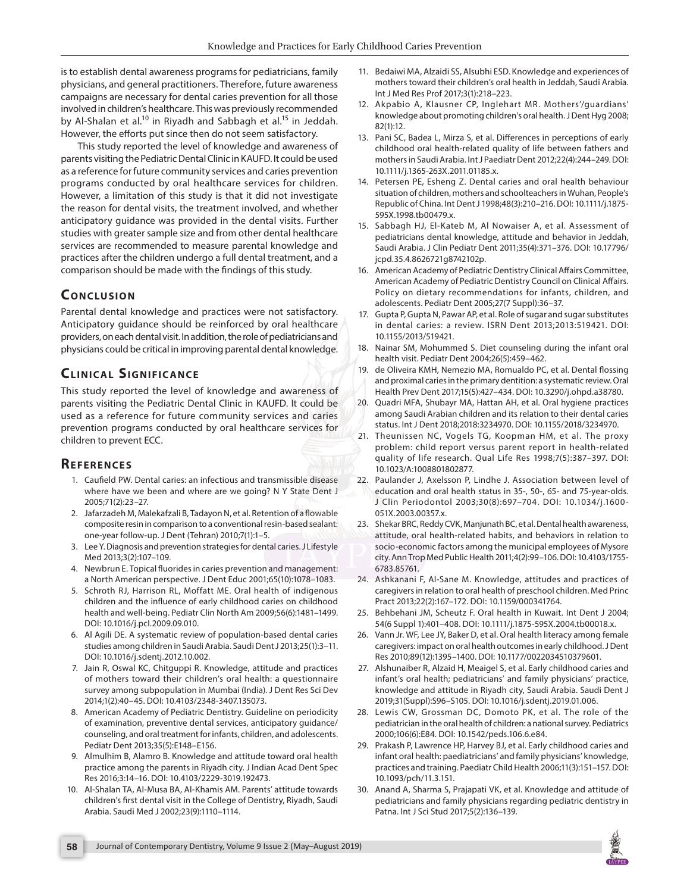is to establish dental awareness programs for pediatricians, family physicians, and general practitioners. Therefore, future awareness campaigns are necessary for dental caries prevention for all those involved in children's healthcare. This was previously recommended by Al-Shalan et al.[10] in Riyadh and Sabbagh et al.[15] in Jeddah. However, the efforts put since then do not seem satisfactory.

This study reported the level of knowledge and awareness of parents visiting the Pediatric Dental Clinic in KAUFD. It could be used as a reference for future community services and caries prevention programs conducted by oral healthcare services for children. However, a limitation of this study is that it did not investigate the reason for dental visits, the treatment involved, and whether anticipatory guidance was provided in the dental visits. Further studies with greater sample size and from other dental healthcare services are recommended to measure parental knowledge and practices after the children undergo a full dental treatment, and a comparison should be made with the findings of this study.

## Conclusion

Parental dental knowledge and practices were not satisfactory. Anticipatory guidance should be reinforced by oral healthcare providers, on each dental visit. In addition, the role of pediatricians and physicians could be critical in improving parental dental knowledge.

## Clinical Significance

This study reported the level of knowledge and awareness of parents visiting the Pediatric Dental Clinic in KAUFD. It could be used as a reference for future community services and caries prevention programs conducted by oral healthcare services for children to prevent ECC.

## References

1. Caufield PW. Dental caries: an infectious and transmissible disease where have we been and where are we going? N Y State Dent J 2005;71(2):23–27.
2. Jafarzadeh M, Malekafzali B, Tadayon N, et al. Retention of a flowable composite resin in comparison to a conventional resin-based sealant: one-year follow-up. J Dent (Tehran) 2010;7(1):1–5.
3. Lee Y. Diagnosis and prevention strategies for dental caries. J Lifestyle Med 2013;3(2):107–109.
4. Newbrun E. Topical fluorides in caries prevention and management: a North American perspective. J Dent Educ 2001;65(10):1078–1083.
5. Schroth RJ, Harrison RL, Moffatt ME. Oral health of indigenous children and the influence of early childhood caries on childhood health and well-being. Pediatr Clin North Am 2009;56(6):1481–1499. DOI: 10.1016/j.pcl.2009.09.010.
6. Al Agili DE. A systematic review of population-based dental caries studies among children in Saudi Arabia. Saudi Dent J 2013;25(1):3–11. DOI: 10.1016/j.sdentj.2012.10.002.
7. Jain R, Oswal KC, Chitguppi R. Knowledge, attitude and practices of mothers toward their children's oral health: a questionnaire survey among subpopulation in Mumbai (India). J Dent Res Sci Dev 2014;1(2):40–45. DOI: 10.4103/2348-3407.135073.
8. American Academy of Pediatric Dentistry. Guideline on periodicity of examination, preventive dental services, anticipatory guidance/counseling, and oral treatment for infants, children, and adolescents. Pediatr Dent 2013;35(5):E148–E156.
9. Almulhim B, Alamro B. Knowledge and attitude toward oral health practice among the parents in Riyadh city. J Indian Acad Dent Spec Res 2016;3:14–16. DOI: 10.4103/2229-3019.192473.
10. Al-Shalan TA, Al-Musa BA, Al-Khamis AM. Parents' attitude towards children's first dental visit in the College of Dentistry, Riyadh, Saudi Arabia. Saudi Med J 2002;23(9):1110–1114.
11. Bedaiwi MA, Alzaidi SS, Alsubhi ESD. Knowledge and experiences of mothers toward their children's oral health in Jeddah, Saudi Arabia. Int J Med Res Prof 2017;3(1):218–223.
12. Akpabio A, Klausner CP, Inglehart MR. Mothers'/guardians' knowledge about promoting children's oral health. J Dent Hyg 2008; 82(1):12.
13. Pani SC, Badea L, Mirza S, et al. Differences in perceptions of early childhood oral health-related quality of life between fathers and mothers in Saudi Arabia. Int J Paediatr Dent 2012;22(4):244–249. DOI: 10.1111/j.1365-263X.2011.01185.x.
14. Petersen PE, Esheng Z. Dental caries and oral health behaviour situation of children, mothers and schoolteachers in Wuhan, People's Republic of China. Int Dent J 1998;48(3):210–216. DOI: 10.1111/j.1875-595X.1998.tb00479.x.
15. Sabbagh HJ, El-Kateb M, Al Nowaiser A, et al. Assessment of pediatricians dental knowledge, attitude and behavior in Jeddah, Saudi Arabia. J Clin Pediatr Dent 2011;35(4):371–376. DOI: 10.17796/jcpd.35.4.8626721g8742102p.
16. American Academy of Pediatric Dentistry Clinical Affairs Committee, American Academy of Pediatric Dentistry Council on Clinical Affairs. Policy on dietary recommendations for infants, children, and adolescents. Pediatr Dent 2005;27(7 Suppl):36–37.
17. Gupta P, Gupta N, Pawar AP, et al. Role of sugar and sugar substitutes in dental caries: a review. ISRN Dent 2013;2013:519421. DOI: 10.1155/2013/519421.
18. Nainar SM, Mohummed S. Diet counseling during the infant oral health visit. Pediatr Dent 2004;26(5):459–462.
19. de Oliveira KMH, Nemezio MA, Romualdo PC, et al. Dental flossing and proximal caries in the primary dentition: a systematic review. Oral Health Prev Dent 2017;15(5):427–434. DOI: 10.3290/j.ohpd.a38780.
20. Quadri MFA, Shubayr MA, Hattan AH, et al. Oral hygiene practices among Saudi Arabian children and its relation to their dental caries status. Int J Dent 2018;2018:3234970. DOI: 10.1155/2018/3234970.
21. Theunissen NC, Vogels TG, Koopman HM, et al. The proxy problem: child report versus parent report in health-related quality of life research. Qual Life Res 1998;7(5):387–397. DOI: 10.1023/A:1008801802877.
22. Paulander J, Axelsson P, Lindhe J. Association between level of education and oral health status in 35-, 50-, 65- and 75-year-olds. J Clin Periodontol 2003;30(8):697–704. DOI: 10.1034/j.1600-051X.2003.00357.x.
23. Shekar BRC, Reddy CVK, Manjunath BC, et al. Dental health awareness, attitude, oral health-related habits, and behaviors in relation to socio-economic factors among the municipal employees of Mysore city. Ann Trop Med Public Health 2011;4(2):99–106. DOI: 10.4103/1755-6783.85761.
24. Ashkanani F, Al-Sane M. Knowledge, attitudes and practices of caregivers in relation to oral health of preschool children. Med Princ Pract 2013;22(2):167–172. DOI: 10.1159/000341764.
25. Behbehani JM, Scheutz F. Oral health in Kuwait. Int Dent J 2004; 54(6 Suppl 1):401–408. DOI: 10.1111/j.1875-595X.2004.tb00018.x.
26. Vann Jr. WF, Lee JY, Baker D, et al. Oral health literacy among female caregivers: impact on oral health outcomes in early childhood. J Dent Res 2010;89(12):1395–1400. DOI: 10.1177/0022034510379601.
27. Alshunaiber R, Alzaid H, Meaigel S, et al. Early childhood caries and infant's oral health; pediatricians' and family physicians' practice, knowledge and attitude in Riyadh city, Saudi Arabia. Saudi Dent J 2019;31(Suppl):S96–S105. DOI: 10.1016/j.sdentj.2019.01.006.
28. Lewis CW, Grossman DC, Domoto PK, et al. The role of the pediatrician in the oral health of children: a national survey. Pediatrics 2000;106(6):E84. DOI: 10.1542/peds.106.6.e84.
29. Prakash P, Lawrence HP, Harvey BJ, et al. Early childhood caries and infant oral health: paediatricians' and family physicians' knowledge, practices and training. Paediatr Child Health 2006;11(3):151–157. DOI: 10.1093/pch/11.3.151.
30. Anand A, Sharma S, Prajapati VK, et al. Knowledge and attitude of pediatricians and family physicians regarding pediatric dentistry in Patna. Int J Sci Stud 2017;5(2):136–139.